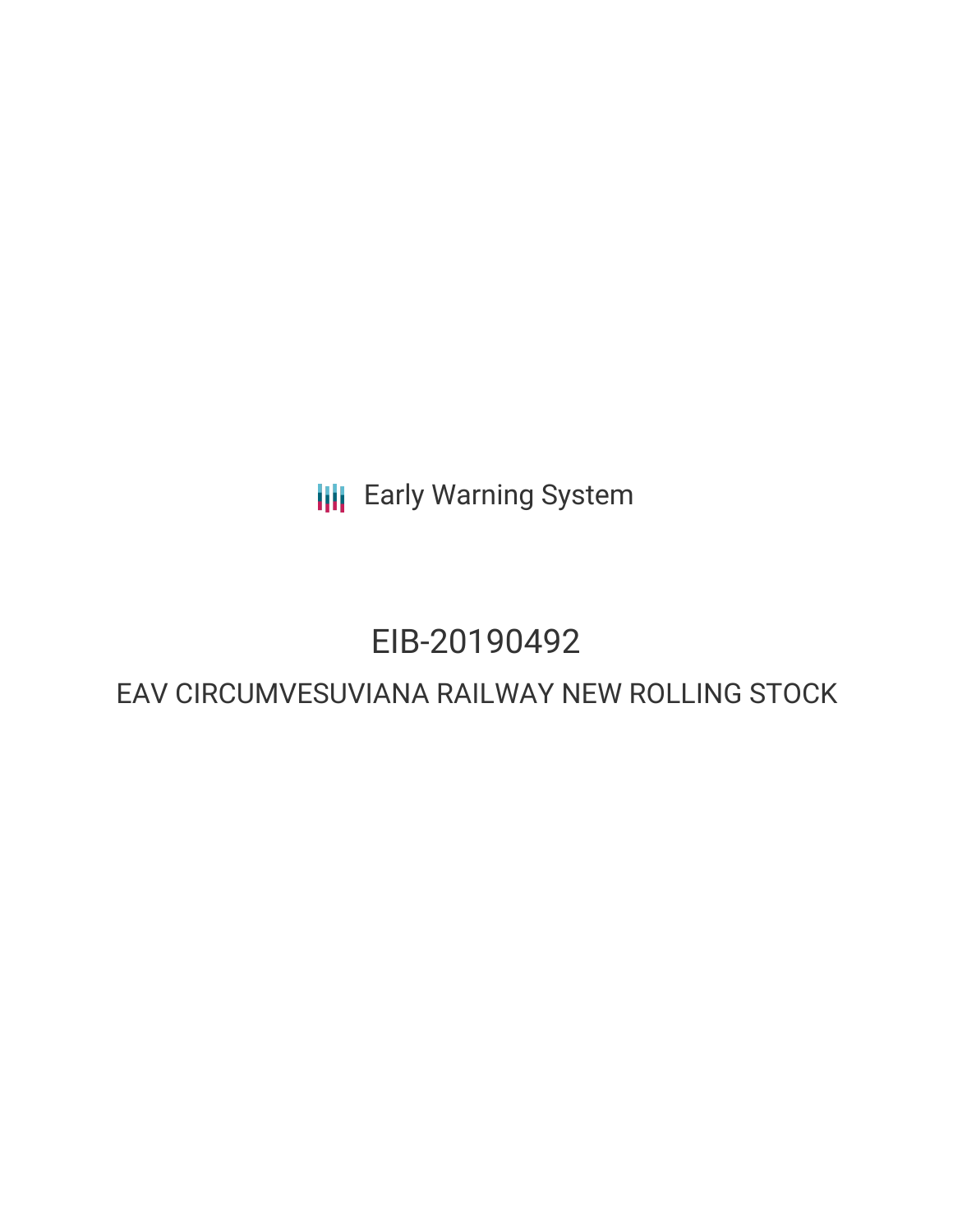Early Warning System

# EIB-20190492

## EAV CIRCUMVESUVIANA RAILWAY NEW ROLLING STOCK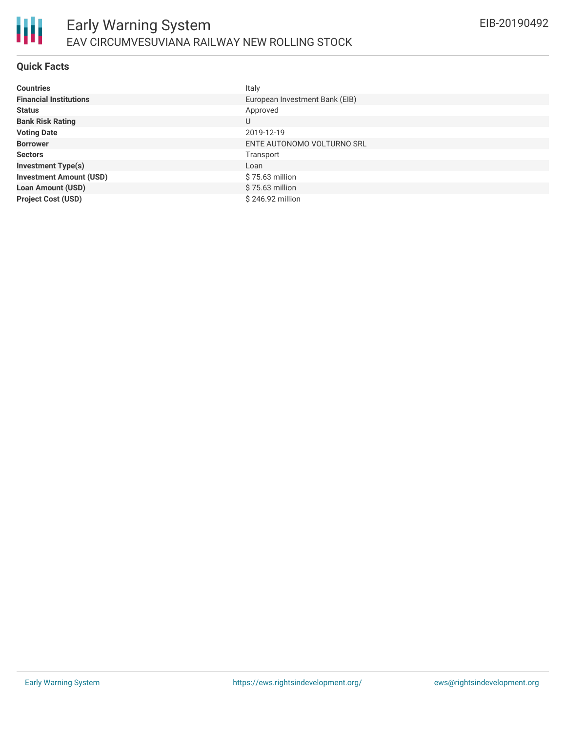# Early Warning System

## EAV CIRCUMVESUVIANA RAILWAY NEW ROLLING STOCK

EIB-20190492

### Quick Facts

| | |
|---|---|
| **Countries** | Italy |
| **Financial Institutions** | European Investment Bank (EIB) |
| **Status** | Approved |
| **Bank Risk Rating** | U |
| **Voting Date** | 2019-12-19 |
| **Borrower** | ENTE AUTONOMO VOLTURNO SRL |
| **Sectors** | Transport |
| **Investment Type(s)** | Loan |
| **Investment Amount (USD)** | $ 75.63 million |
| **Loan Amount (USD)** | $ 75.63 million |
| **Project Cost (USD)** | $ 246.92 million |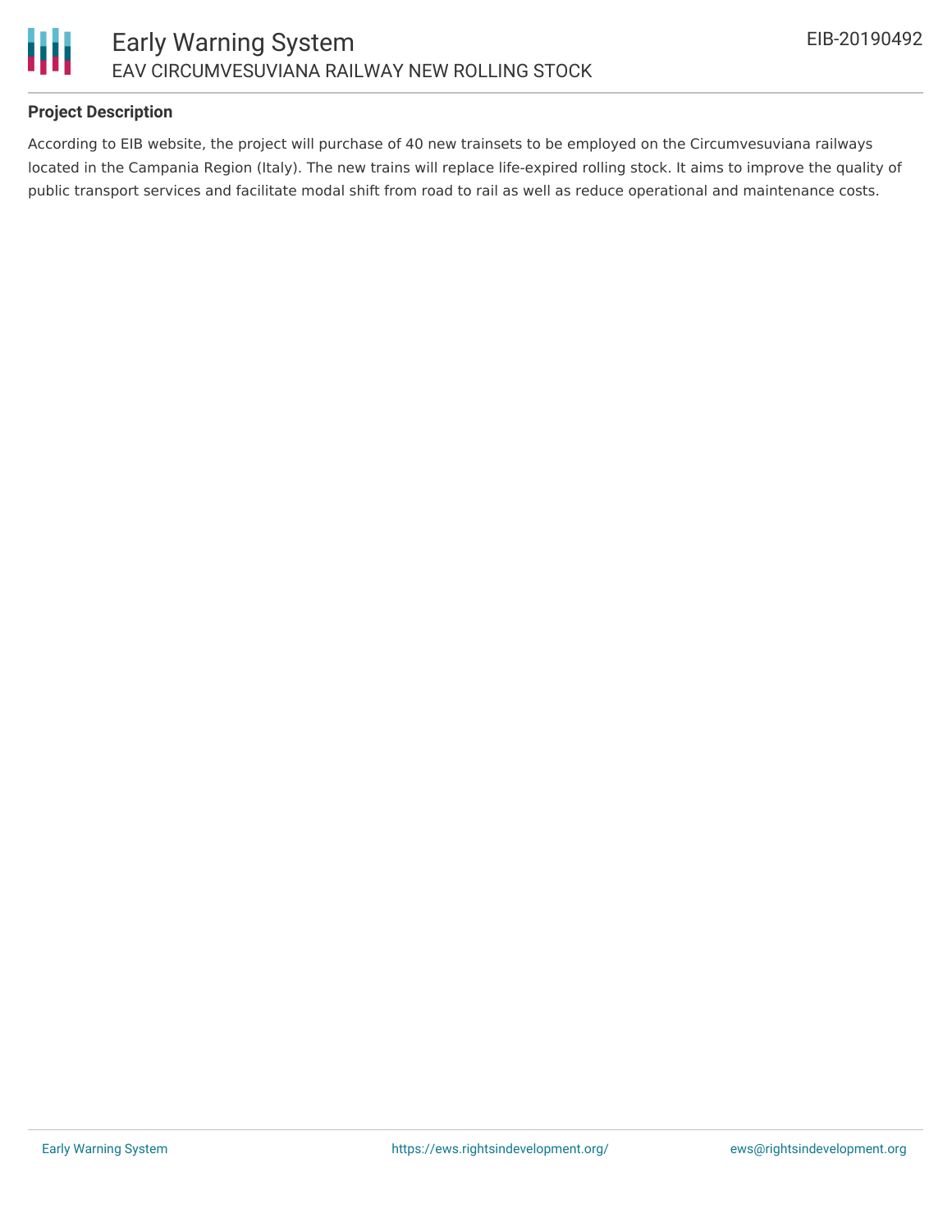## Project Description

According to EIB website, the project will purchase of 40 new trainsets to be employed on the Circumvesuviana railways located in the Campania Region (Italy). The new trains will replace life-expired rolling stock. It aims to improve the quality of public transport services and facilitate modal shift from road to rail as well as reduce operational and maintenance costs.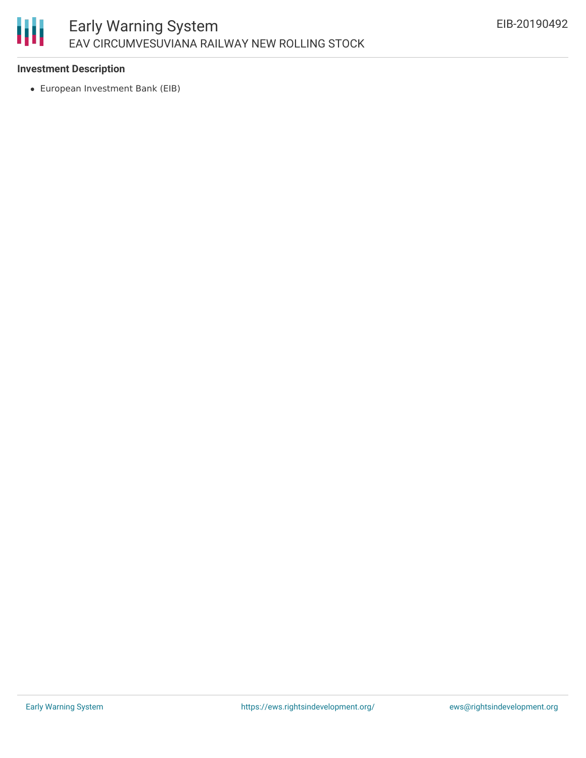### Investment Description

- European Investment Bank (EIB)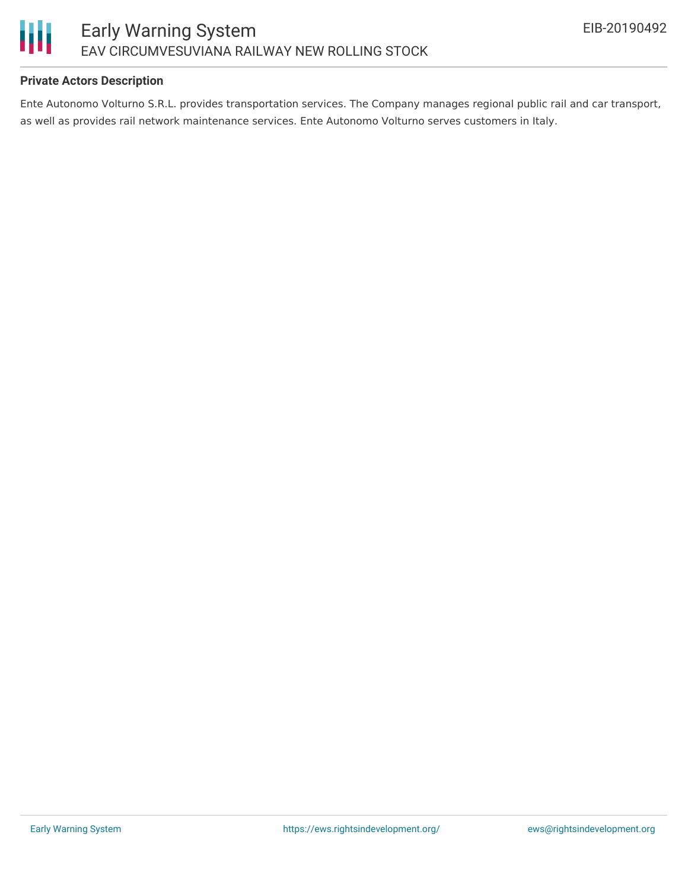**Private Actors Description**

Ente Autonomo Volturno S.R.L. provides transportation services. The Company manages regional public rail and car transport, as well as provides rail network maintenance services. Ente Autonomo Volturno serves customers in Italy.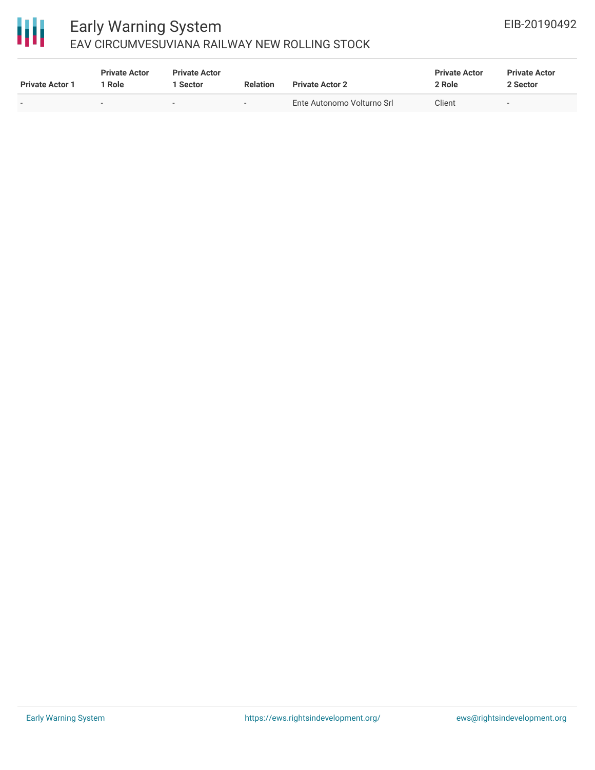| Private Actor 1 | Private Actor 1 Role | Private Actor 1 Sector | Relation | Private Actor 2 | Private Actor 2 Role | Private Actor 2 Sector |
|---|---|---|---|---|---|---|
| - | - | - | - | Ente Autonomo Volturno Srl | Client | - |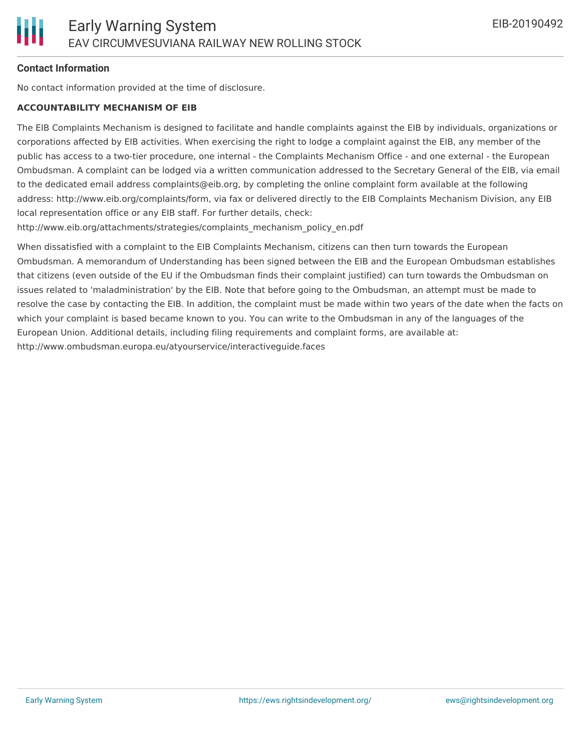#### Contact Information

No contact information provided at the time of disclosure.

**ACCOUNTABILITY MECHANISM OF EIB**

The EIB Complaints Mechanism is designed to facilitate and handle complaints against the EIB by individuals, organizations or corporations affected by EIB activities. When exercising the right to lodge a complaint against the EIB, any member of the public has access to a two-tier procedure, one internal - the Complaints Mechanism Office - and one external - the European Ombudsman. A complaint can be lodged via a written communication addressed to the Secretary General of the EIB, via email to the dedicated email address complaints@eib.org, by completing the online complaint form available at the following address: http://www.eib.org/complaints/form, via fax or delivered directly to the EIB Complaints Mechanism Division, any EIB local representation office or any EIB staff. For further details, check: http://www.eib.org/attachments/strategies/complaints_mechanism_policy_en.pdf

When dissatisfied with a complaint to the EIB Complaints Mechanism, citizens can then turn towards the European Ombudsman. A memorandum of Understanding has been signed between the EIB and the European Ombudsman establishes that citizens (even outside of the EU if the Ombudsman finds their complaint justified) can turn towards the Ombudsman on issues related to 'maladministration' by the EIB. Note that before going to the Ombudsman, an attempt must be made to resolve the case by contacting the EIB. In addition, the complaint must be made within two years of the date when the facts on which your complaint is based became known to you. You can write to the Ombudsman in any of the languages of the European Union. Additional details, including filing requirements and complaint forms, are available at: http://www.ombudsman.europa.eu/atyourservice/interactiveguide.faces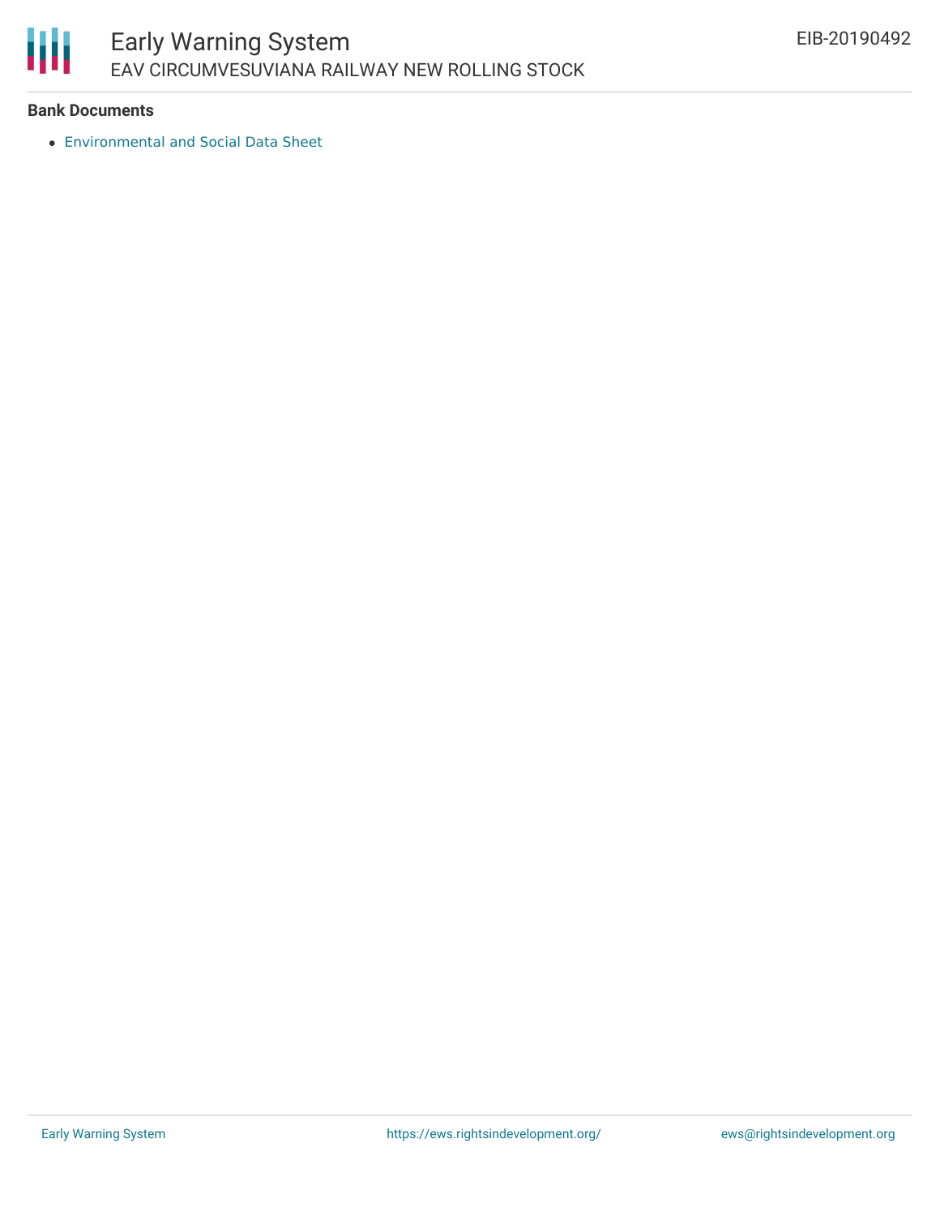**Bank Documents**

- Environmental and Social Data Sheet